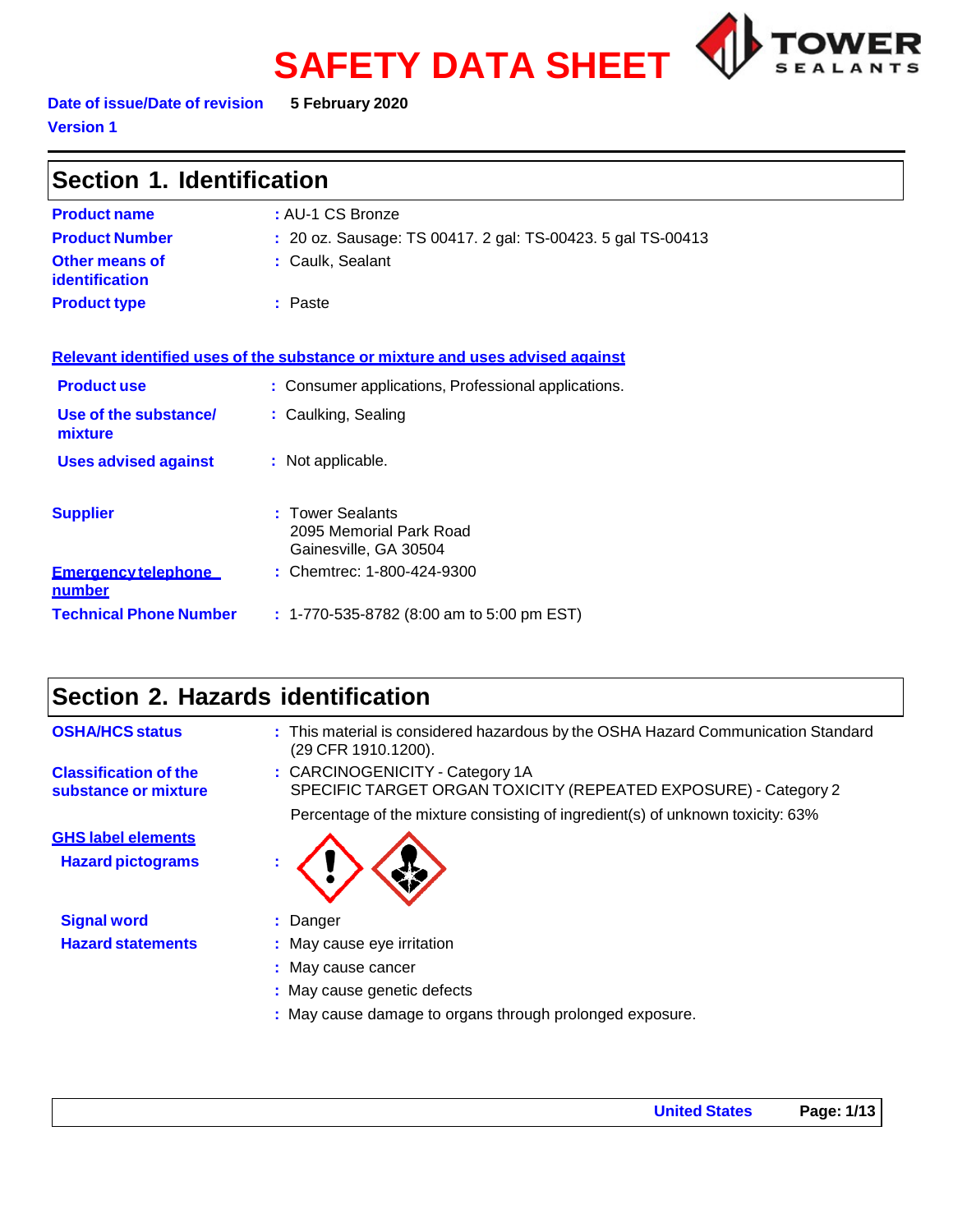# SAFETY DATA SHEET

**Date of issue/Date of revision** **5 February 2020**

**Version 1**

## Section 1. Identification

**Product name** : AU-1 CS Bronze

**Product Number** : 20 oz. Sausage: TS 00417. 2 gal: TS-00423. 5 gal TS-00413

**Other means of identification** : Caulk, Sealant

**Product type** : Paste

**Relevant identified uses of the substance or mixture and uses advised against**

**Product use** : Consumer applications, Professional applications.

**Use of the substance/ mixture** : Caulking, Sealing

**Uses advised against** : Not applicable.

**Supplier** : Tower Sealants
2095 Memorial Park Road
Gainesville, GA 30504

**Emergency telephone number** : Chemtrec: 1-800-424-9300

**Technical Phone Number** : 1-770-535-8782 (8:00 am to 5:00 pm EST)

## Section 2. Hazards identification

**OSHA/HCS status** : This material is considered hazardous by the OSHA Hazard Communication Standard (29 CFR 1910.1200).

**Classification of the substance or mixture** : CARCINOGENICITY - Category 1A
SPECIFIC TARGET ORGAN TOXICITY (REPEATED EXPOSURE) - Category 2

Percentage of the mixture consisting of ingredient(s) of unknown toxicity: 63%

**GHS label elements**

**Hazard pictograms** :

**Signal word** : Danger

**Hazard statements** : May cause eye irritation

: May cause cancer

: May cause genetic defects

: May cause damage to organs through prolonged exposure.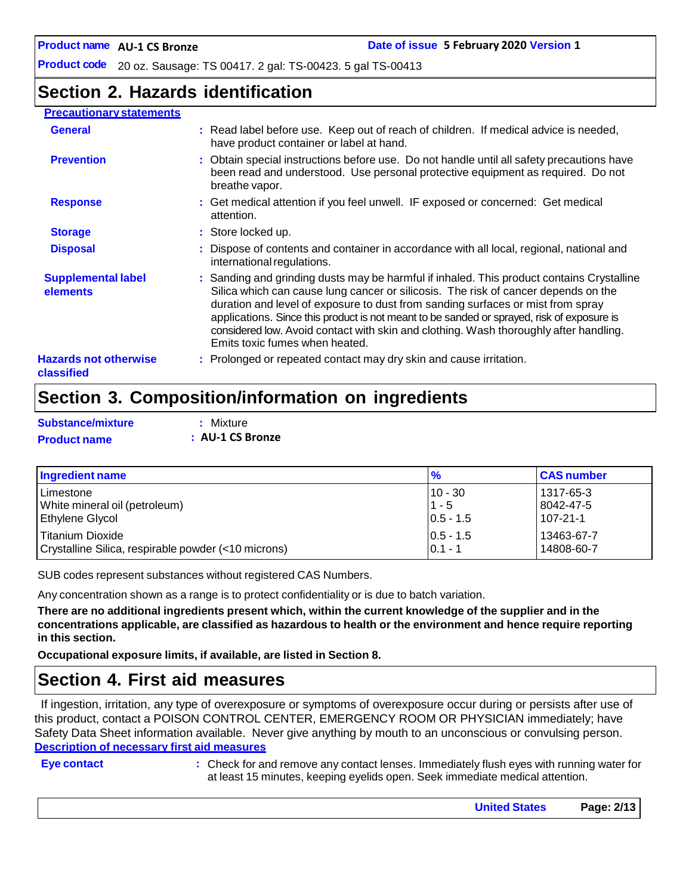## Section 2. Hazards identification

**Precautionary statements**

**General** : Read label before use. Keep out of reach of children. If medical advice is needed, have product container or label at hand.

**Prevention** : Obtain special instructions before use. Do not handle until all safety precautions have been read and understood. Use personal protective equipment as required. Do not breathe vapor.

**Response** : Get medical attention if you feel unwell. IF exposed or concerned: Get medical attention.

**Storage** : Store locked up.

**Disposal** : Dispose of contents and container in accordance with all local, regional, national and international regulations.

**Supplemental label elements** : Sanding and grinding dusts may be harmful if inhaled. This product contains Crystalline Silica which can cause lung cancer or silicosis. The risk of cancer depends on the duration and level of exposure to dust from sanding surfaces or mist from spray applications. Since this product is not meant to be sanded or sprayed, risk of exposure is considered low. Avoid contact with skin and clothing. Wash thoroughly after handling. Emits toxic fumes when heated.

**Hazards not otherwise classified** : Prolonged or repeated contact may dry skin and cause irritation.

## Section 3. Composition/information on ingredients

**Substance/mixture** : Mixture

**Product name** : **AU-1 CS Bronze**

| Ingredient name | % | CAS number |
|---|---|---|
| Limestone | 10 - 30 | 1317-65-3 |
| White mineral oil (petroleum) | 1 - 5 | 8042-47-5 |
| Ethylene Glycol | 0.5 - 1.5 | 107-21-1 |
| Titanium Dioxide | 0.5 - 1.5 | 13463-67-7 |
| Crystalline Silica, respirable powder (<10 microns) | 0.1 - 1 | 14808-60-7 |

SUB codes represent substances without registered CAS Numbers.

Any concentration shown as a range is to protect confidentiality or is due to batch variation.

**There are no additional ingredients present which, within the current knowledge of the supplier and in the concentrations applicable, are classified as hazardous to health or the environment and hence require reporting in this section.**

**Occupational exposure limits, if available, are listed in Section 8.**

## Section 4. First aid measures

If ingestion, irritation, any type of overexposure or symptoms of overexposure occur during or persists after use of this product, contact a POISON CONTROL CENTER, EMERGENCY ROOM OR PHYSICIAN immediately; have Safety Data Sheet information available. Never give anything by mouth to an unconscious or convulsing person.

**Description of necessary first aid measures**

**Eye contact** : Check for and remove any contact lenses. Immediately flush eyes with running water for at least 15 minutes, keeping eyelids open. Seek immediate medical attention.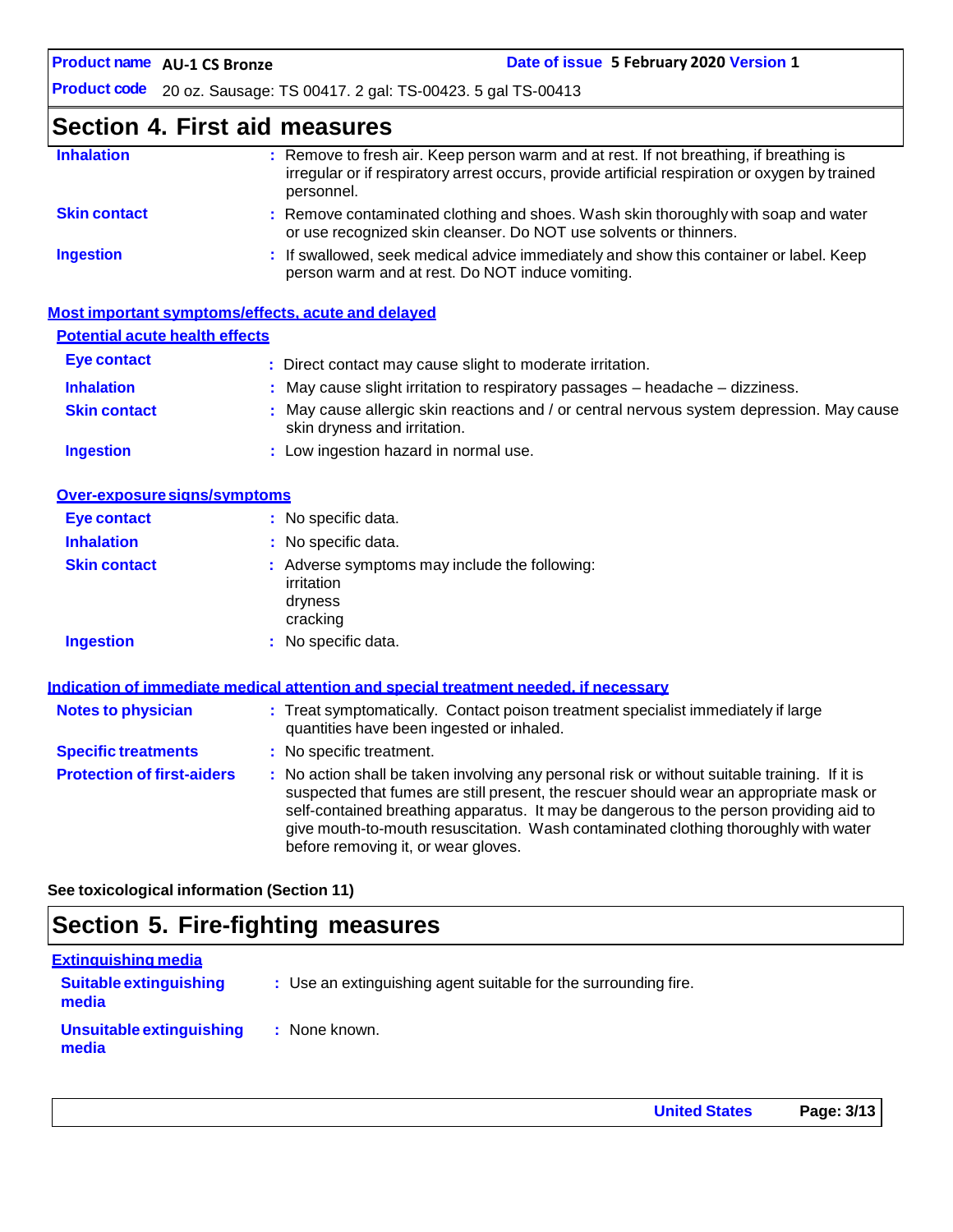## Section 4. First aid measures

| | |
|---|---|
| **Inhalation** | Remove to fresh air. Keep person warm and at rest. If not breathing, if breathing is irregular or if respiratory arrest occurs, provide artificial respiration or oxygen by trained personnel. |
| **Skin contact** | Remove contaminated clothing and shoes. Wash skin thoroughly with soap and water or use recognized skin cleanser. Do NOT use solvents or thinners. |
| **Ingestion** | If swallowed, seek medical advice immediately and show this container or label. Keep person warm and at rest. Do NOT induce vomiting. |

### Most important symptoms/effects, acute and delayed

#### Potential acute health effects

| | |
|---|---|
| **Eye contact** | Direct contact may cause slight to moderate irritation. |
| **Inhalation** | May cause slight irritation to respiratory passages – headache – dizziness. |
| **Skin contact** | May cause allergic skin reactions and / or central nervous system depression. May cause skin dryness and irritation. |
| **Ingestion** | Low ingestion hazard in normal use. |

#### Over-exposure signs/symptoms

| | |
|---|---|
| **Eye contact** | No specific data. |
| **Inhalation** | No specific data. |
| **Skin contact** | Adverse symptoms may include the following: irritation dryness cracking |
| **Ingestion** | No specific data. |

### Indication of immediate medical attention and special treatment needed, if necessary

| | |
|---|---|
| **Notes to physician** | Treat symptomatically. Contact poison treatment specialist immediately if large quantities have been ingested or inhaled. |
| **Specific treatments** | No specific treatment. |
| **Protection of first-aiders** | No action shall be taken involving any personal risk or without suitable training. If it is suspected that fumes are still present, the rescuer should wear an appropriate mask or self-contained breathing apparatus. It may be dangerous to the person providing aid to give mouth-to-mouth resuscitation. Wash contaminated clothing thoroughly with water before removing it, or wear gloves. |

**See toxicological information (Section 11)**

## Section 5. Fire-fighting measures

### Extinguishing media

| | |
|---|---|
| **Suitable extinguishing media** | Use an extinguishing agent suitable for the surrounding fire. |
| **Unsuitable extinguishing media** | None known. |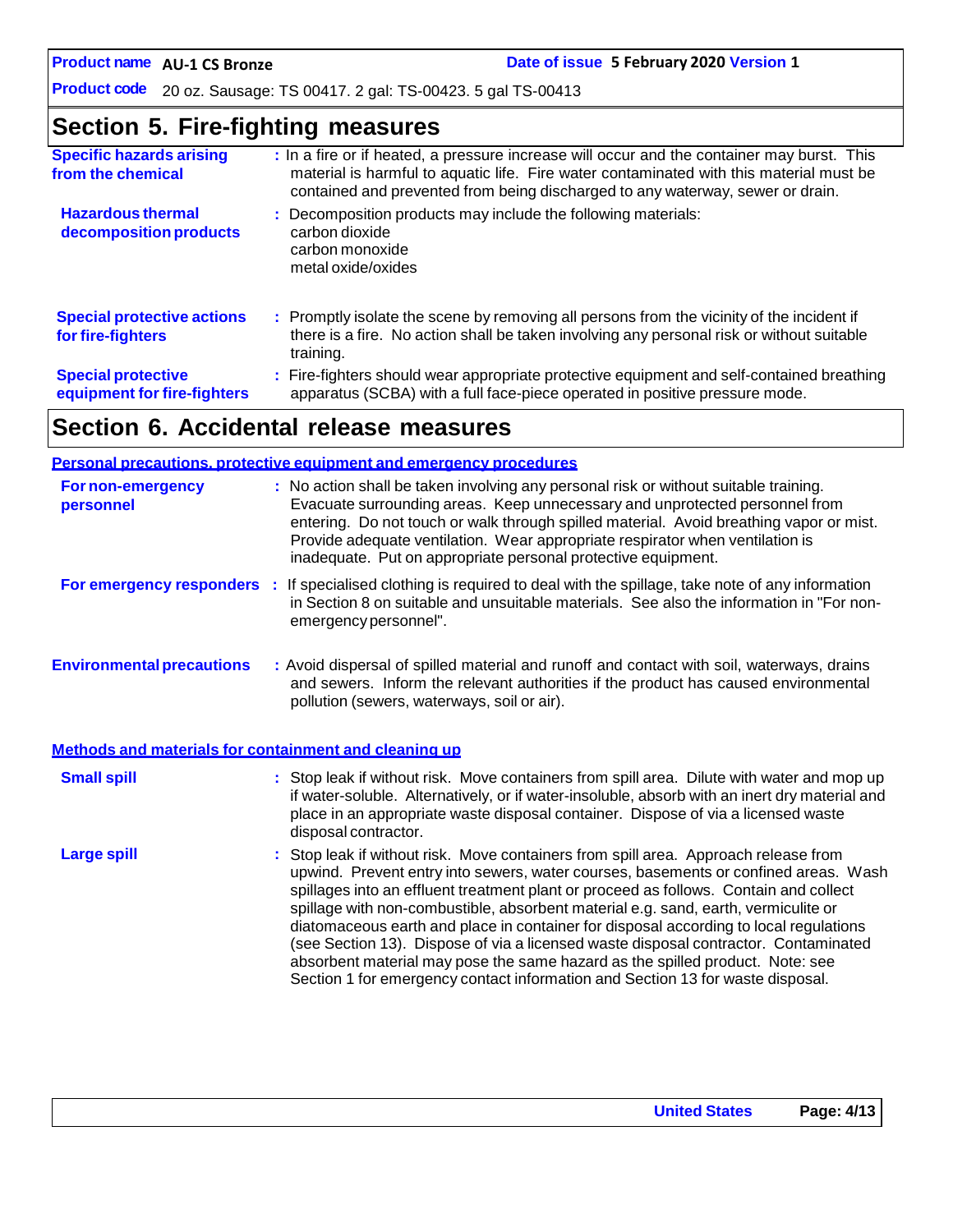## Section 5. Fire-fighting measures

**Specific hazards arising from the chemical** : In a fire or if heated, a pressure increase will occur and the container may burst. This material is harmful to aquatic life. Fire water contaminated with this material must be contained and prevented from being discharged to any waterway, sewer or drain.

**Hazardous thermal decomposition products** : Decomposition products may include the following materials:
carbon dioxide
carbon monoxide
metal oxide/oxides

**Special protective actions for fire-fighters** : Promptly isolate the scene by removing all persons from the vicinity of the incident if there is a fire. No action shall be taken involving any personal risk or without suitable training.

**Special protective equipment for fire-fighters** : Fire-fighters should wear appropriate protective equipment and self-contained breathing apparatus (SCBA) with a full face-piece operated in positive pressure mode.

## Section 6. Accidental release measures

### Personal precautions, protective equipment and emergency procedures

**For non-emergency personnel** : No action shall be taken involving any personal risk or without suitable training. Evacuate surrounding areas. Keep unnecessary and unprotected personnel from entering. Do not touch or walk through spilled material. Avoid breathing vapor or mist. Provide adequate ventilation. Wear appropriate respirator when ventilation is inadequate. Put on appropriate personal protective equipment.

**For emergency responders** : If specialised clothing is required to deal with the spillage, take note of any information in Section 8 on suitable and unsuitable materials. See also the information in "For non-emergency personnel".

**Environmental precautions** : Avoid dispersal of spilled material and runoff and contact with soil, waterways, drains and sewers. Inform the relevant authorities if the product has caused environmental pollution (sewers, waterways, soil or air).

### Methods and materials for containment and cleaning up

**Small spill** : Stop leak if without risk. Move containers from spill area. Dilute with water and mop up if water-soluble. Alternatively, or if water-insoluble, absorb with an inert dry material and place in an appropriate waste disposal container. Dispose of via a licensed waste disposal contractor.

**Large spill** : Stop leak if without risk. Move containers from spill area. Approach release from upwind. Prevent entry into sewers, water courses, basements or confined areas. Wash spillages into an effluent treatment plant or proceed as follows. Contain and collect spillage with non-combustible, absorbent material e.g. sand, earth, vermiculite or diatomaceous earth and place in container for disposal according to local regulations (see Section 13). Dispose of via a licensed waste disposal contractor. Contaminated absorbent material may pose the same hazard as the spilled product. Note: see Section 1 for emergency contact information and Section 13 for waste disposal.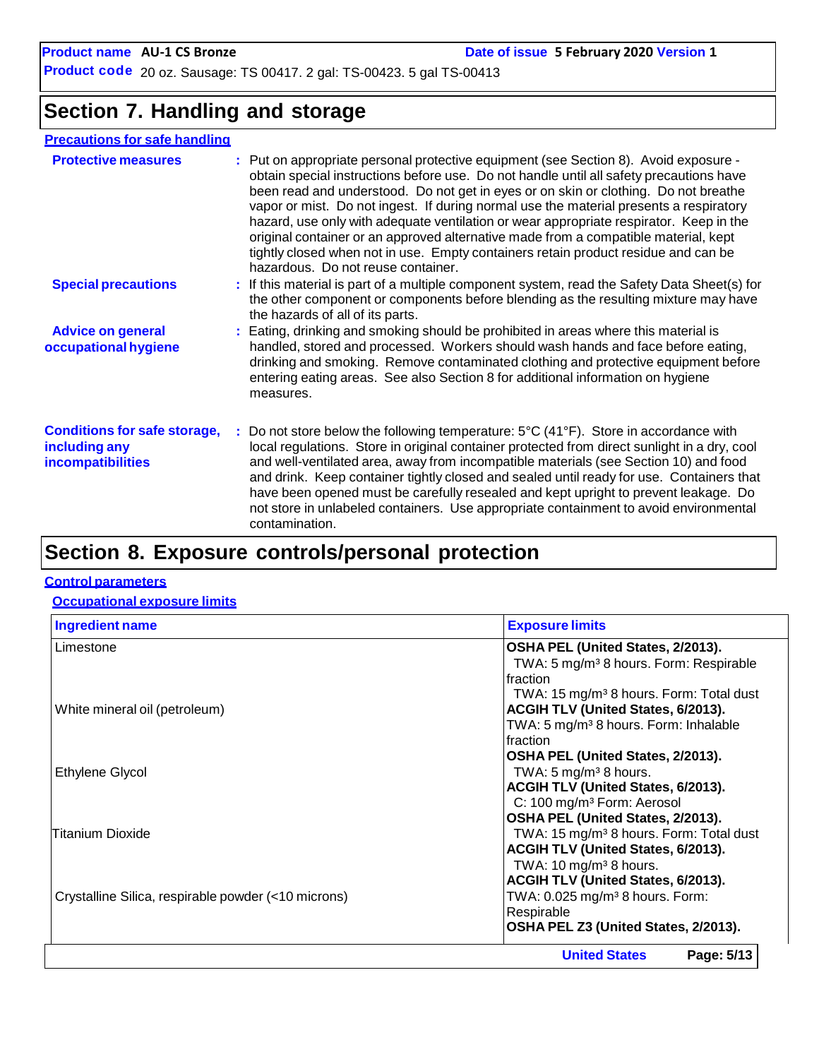## Section 7. Handling and storage

**Precautions for safe handling**

**Protective measures** : Put on appropriate personal protective equipment (see Section 8). Avoid exposure - obtain special instructions before use. Do not handle until all safety precautions have been read and understood. Do not get in eyes or on skin or clothing. Do not breathe vapor or mist. Do not ingest. If during normal use the material presents a respiratory hazard, use only with adequate ventilation or wear appropriate respirator. Keep in the original container or an approved alternative made from a compatible material, kept tightly closed when not in use. Empty containers retain product residue and can be hazardous. Do not reuse container.

**Special precautions** : If this material is part of a multiple component system, read the Safety Data Sheet(s) for the other component or components before blending as the resulting mixture may have the hazards of all of its parts.

**Advice on general occupational hygiene** : Eating, drinking and smoking should be prohibited in areas where this material is handled, stored and processed. Workers should wash hands and face before eating, drinking and smoking. Remove contaminated clothing and protective equipment before entering eating areas. See also Section 8 for additional information on hygiene measures.

**Conditions for safe storage, including any incompatibilities** : Do not store below the following temperature: 5°C (41°F). Store in accordance with local regulations. Store in original container protected from direct sunlight in a dry, cool and well-ventilated area, away from incompatible materials (see Section 10) and food and drink. Keep container tightly closed and sealed until ready for use. Containers that have been opened must be carefully resealed and kept upright to prevent leakage. Do not store in unlabeled containers. Use appropriate containment to avoid environmental contamination.

## Section 8. Exposure controls/personal protection

**Control parameters**

**Occupational exposure limits**

| Ingredient name | Exposure limits |
|---|---|
| Limestone | **OSHA PEL (United States, 2/2013).**<br>TWA: 5 mg/m³ 8 hours. Form: Respirable fraction<br>TWA: 15 mg/m³ 8 hours. Form: Total dust |
| White mineral oil (petroleum) | **ACGIH TLV (United States, 6/2013).**<br>TWA: 5 mg/m³ 8 hours. Form: Inhalable fraction<br>**OSHA PEL (United States, 2/2013).**<br>TWA: 5 mg/m³ 8 hours. |
| Ethylene Glycol | **ACGIH TLV (United States, 6/2013).**<br>C: 100 mg/m³ Form: Aerosol |
| Titanium Dioxide | **OSHA PEL (United States, 2/2013).**<br>TWA: 15 mg/m³ 8 hours. Form: Total dust<br>**ACGIH TLV (United States, 6/2013).**<br>TWA: 10 mg/m³ 8 hours. |
| Crystalline Silica, respirable powder (<10 microns) | **ACGIH TLV (United States, 6/2013).**<br>TWA: 0.025 mg/m³ 8 hours. Form: Respirable<br>**OSHA PEL Z3 (United States, 2/2013).** |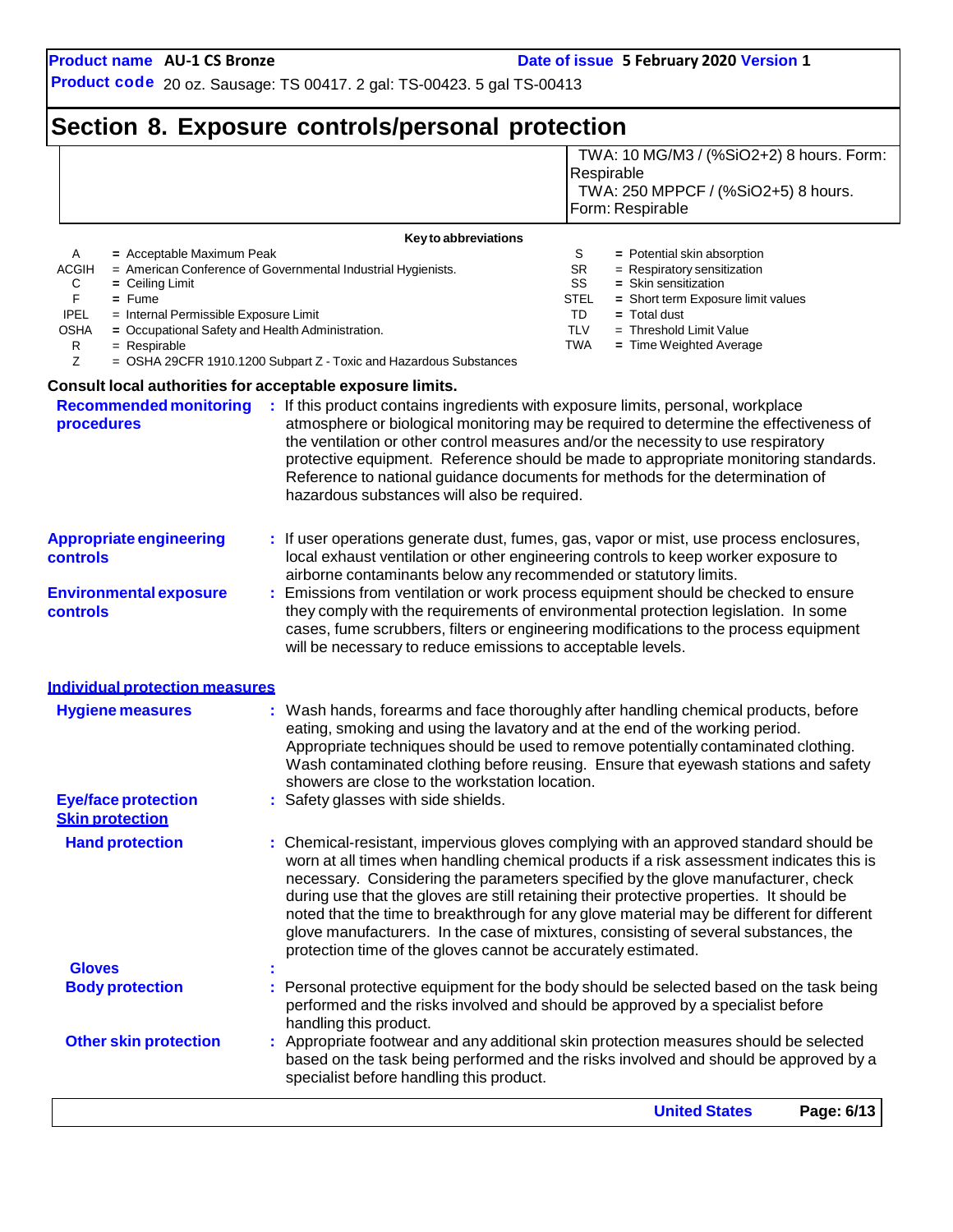# Section 8. Exposure controls/personal protection

| | |
|---|---|
| | TWA: 10 MG/M3 / (%SiO2+2) 8 hours. Form: Respirable<br>TWA: 250 MPPCF / (%SiO2+5) 8 hours. Form: Respirable |

**Key to abbreviations**

| | | | |
|---|---|---|---|
| A | = Acceptable Maximum Peak | S | = Potential skin absorption |
| ACGIH | = American Conference of Governmental Industrial Hygienists. | SR | = Respiratory sensitization |
| C | = Ceiling Limit | SS | = Skin sensitization |
| F | = Fume | STEL | = Short term Exposure limit values |
| IPEL | = Internal Permissible Exposure Limit | TD | = Total dust |
| OSHA | = Occupational Safety and Health Administration. | TLV | = Threshold Limit Value |
| R | = Respirable | TWA | = Time Weighted Average |
| Z | = OSHA 29CFR 1910.1200 Subpart Z - Toxic and Hazardous Substances | | |

**Consult local authorities for acceptable exposure limits.**

**Recommended monitoring procedures** : If this product contains ingredients with exposure limits, personal, workplace atmosphere or biological monitoring may be required to determine the effectiveness of the ventilation or other control measures and/or the necessity to use respiratory protective equipment. Reference should be made to appropriate monitoring standards. Reference to national guidance documents for methods for the determination of hazardous substances will also be required.

**Appropriate engineering controls** : If user operations generate dust, fumes, gas, vapor or mist, use process enclosures, local exhaust ventilation or other engineering controls to keep worker exposure to airborne contaminants below any recommended or statutory limits.

**Environmental exposure controls** : Emissions from ventilation or work process equipment should be checked to ensure they comply with the requirements of environmental protection legislation. In some cases, fume scrubbers, filters or engineering modifications to the process equipment will be necessary to reduce emissions to acceptable levels.

## Individual protection measures

**Hygiene measures** : Wash hands, forearms and face thoroughly after handling chemical products, before eating, smoking and using the lavatory and at the end of the working period. Appropriate techniques should be used to remove potentially contaminated clothing. Wash contaminated clothing before reusing. Ensure that eyewash stations and safety showers are close to the workstation location.

**Eye/face protection** : Safety glasses with side shields.

### Skin protection

**Hand protection** : Chemical-resistant, impervious gloves complying with an approved standard should be worn at all times when handling chemical products if a risk assessment indicates this is necessary. Considering the parameters specified by the glove manufacturer, check during use that the gloves are still retaining their protective properties. It should be noted that the time to breakthrough for any glove material may be different for different glove manufacturers. In the case of mixtures, consisting of several substances, the protection time of the gloves cannot be accurately estimated.

**Gloves** :

**Body protection** : Personal protective equipment for the body should be selected based on the task being performed and the risks involved and should be approved by a specialist before handling this product.

**Other skin protection** : Appropriate footwear and any additional skin protection measures should be selected based on the task being performed and the risks involved and should be approved by a specialist before handling this product.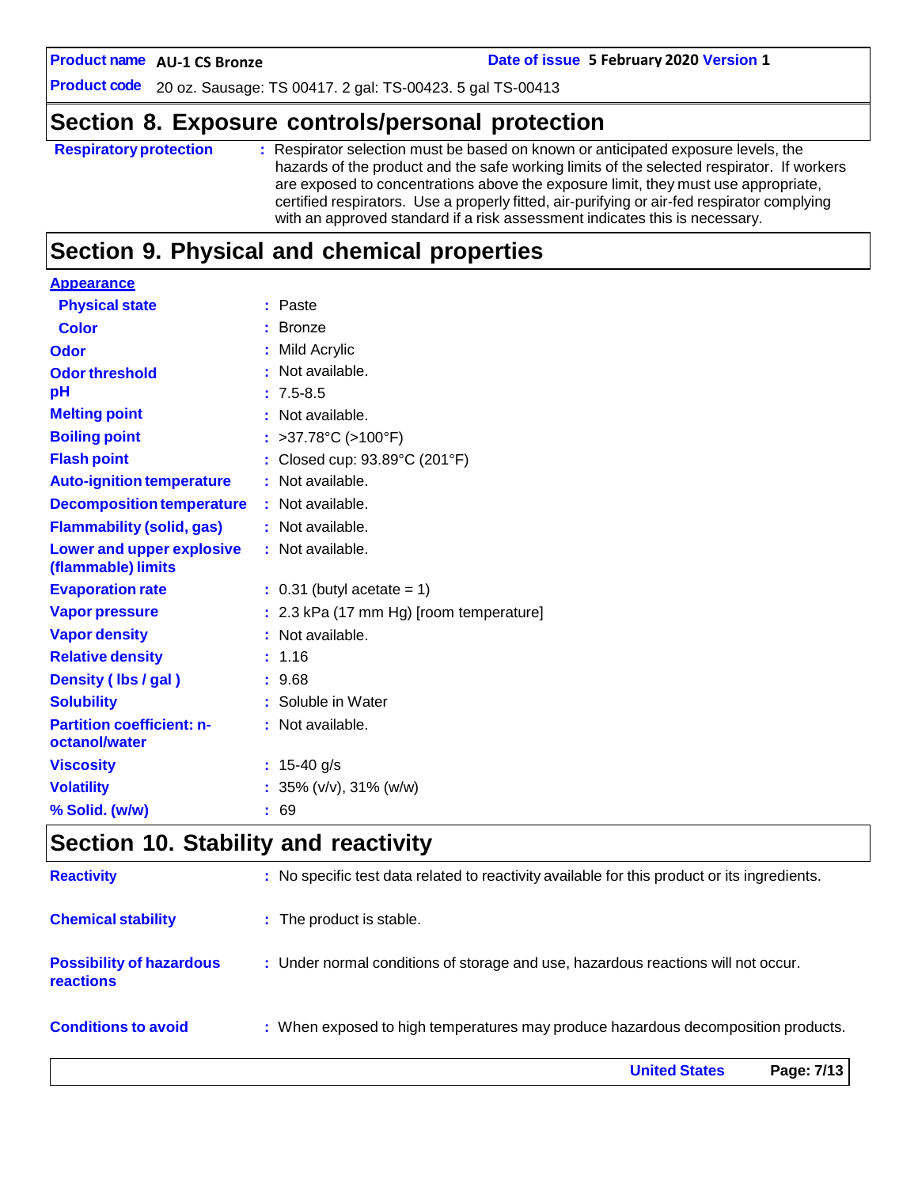## Section 8. Exposure controls/personal protection

| | |
|---|---|
| **Respiratory protection** | : Respirator selection must be based on known or anticipated exposure levels, the hazards of the product and the safe working limits of the selected respirator. If workers are exposed to concentrations above the exposure limit, they must use appropriate, certified respirators. Use a properly fitted, air-purifying or air-fed respirator complying with an approved standard if a risk assessment indicates this is necessary. |

## Section 9. Physical and chemical properties

**Appearance**

| | |
|---|---|
| **Physical state** | : Paste |
| **Color** | : Bronze |
| **Odor** | : Mild Acrylic |
| **Odor threshold** | : Not available. |
| **pH** | : 7.5-8.5 |
| **Melting point** | : Not available. |
| **Boiling point** | : >37.78°C (>100°F) |
| **Flash point** | : Closed cup: 93.89°C (201°F) |
| **Auto-ignition temperature** | : Not available. |
| **Decomposition temperature** | : Not available. |
| **Flammability (solid, gas)** | : Not available. |
| **Lower and upper explosive (flammable) limits** | : Not available. |
| **Evaporation rate** | : 0.31 (butyl acetate = 1) |
| **Vapor pressure** | : 2.3 kPa (17 mm Hg) [room temperature] |
| **Vapor density** | : Not available. |
| **Relative density** | : 1.16 |
| **Density ( lbs / gal )** | : 9.68 |
| **Solubility** | : Soluble in Water |
| **Partition coefficient: n-octanol/water** | : Not available. |
| **Viscosity** | : 15-40 g/s |
| **Volatility** | : 35% (v/v), 31% (w/w) |
| **% Solid. (w/w)** | : 69 |

## Section 10. Stability and reactivity

| | |
|---|---|
| **Reactivity** | : No specific test data related to reactivity available for this product or its ingredients. |
| **Chemical stability** | : The product is stable. |
| **Possibility of hazardous reactions** | : Under normal conditions of storage and use, hazardous reactions will not occur. |
| **Conditions to avoid** | : When exposed to high temperatures may produce hazardous decomposition products. |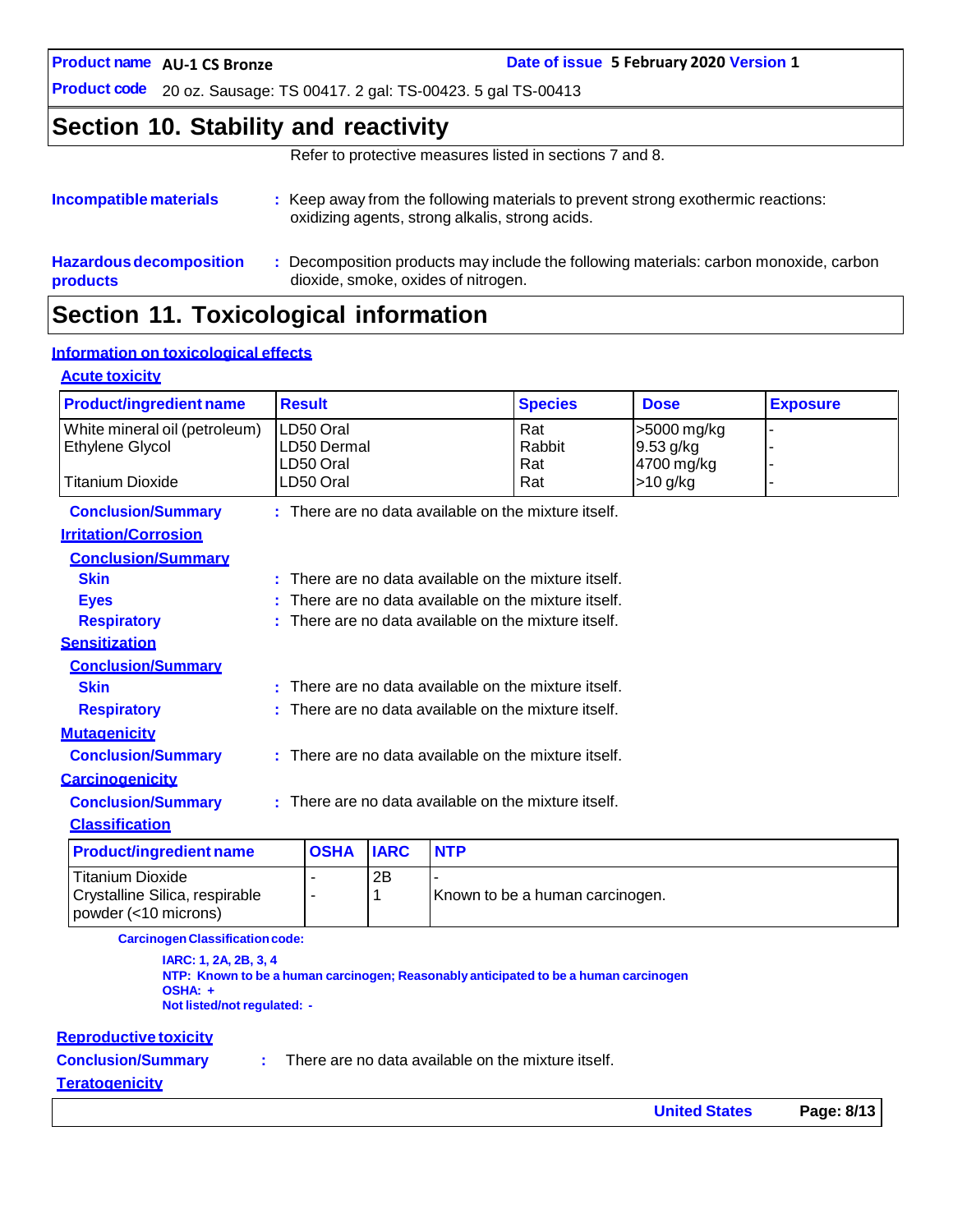## Section 10. Stability and reactivity

Refer to protective measures listed in sections 7 and 8.

**Incompatible materials** : Keep away from the following materials to prevent strong exothermic reactions: oxidizing agents, strong alkalis, strong acids.

**Hazardous decomposition products** : Decomposition products may include the following materials: carbon monoxide, carbon dioxide, smoke, oxides of nitrogen.

## Section 11. Toxicological information

### Information on toxicological effects

#### Acute toxicity

| Product/ingredient name | Result | Species | Dose | Exposure |
|---|---|---|---|---|
| White mineral oil (petroleum) | LD50 Oral | Rat | >5000 mg/kg | - |
| Ethylene Glycol | LD50 Dermal | Rabbit | 9.53 g/kg | - |
| | LD50 Oral | Rat | 4700 mg/kg | - |
| Titanium Dioxide | LD50 Oral | Rat | >10 g/kg | - |

**Conclusion/Summary** : There are no data available on the mixture itself.

#### Irritation/Corrosion

**Conclusion/Summary**

**Skin** : There are no data available on the mixture itself.

**Eyes** : There are no data available on the mixture itself.

**Respiratory** : There are no data available on the mixture itself.

#### Sensitization

**Conclusion/Summary**

**Skin** : There are no data available on the mixture itself.

**Respiratory** : There are no data available on the mixture itself.

#### Mutagenicity

**Conclusion/Summary** : There are no data available on the mixture itself.

#### Carcinogenicity

**Conclusion/Summary** : There are no data available on the mixture itself.

**Classification**

| Product/ingredient name | OSHA | IARC | NTP |
|---|---|---|---|
| Titanium Dioxide | - | 2B | - |
| Crystalline Silica, respirable powder (<10 microns) | - | 1 | Known to be a human carcinogen. |

**Carcinogen Classification code:**

**IARC: 1, 2A, 2B, 3, 4**
**NTP: Known to be a human carcinogen; Reasonably anticipated to be a human carcinogen**
**OSHA: +**
**Not listed/not regulated: -**

#### Reproductive toxicity

**Conclusion/Summary** : There are no data available on the mixture itself.

#### Teratogenicity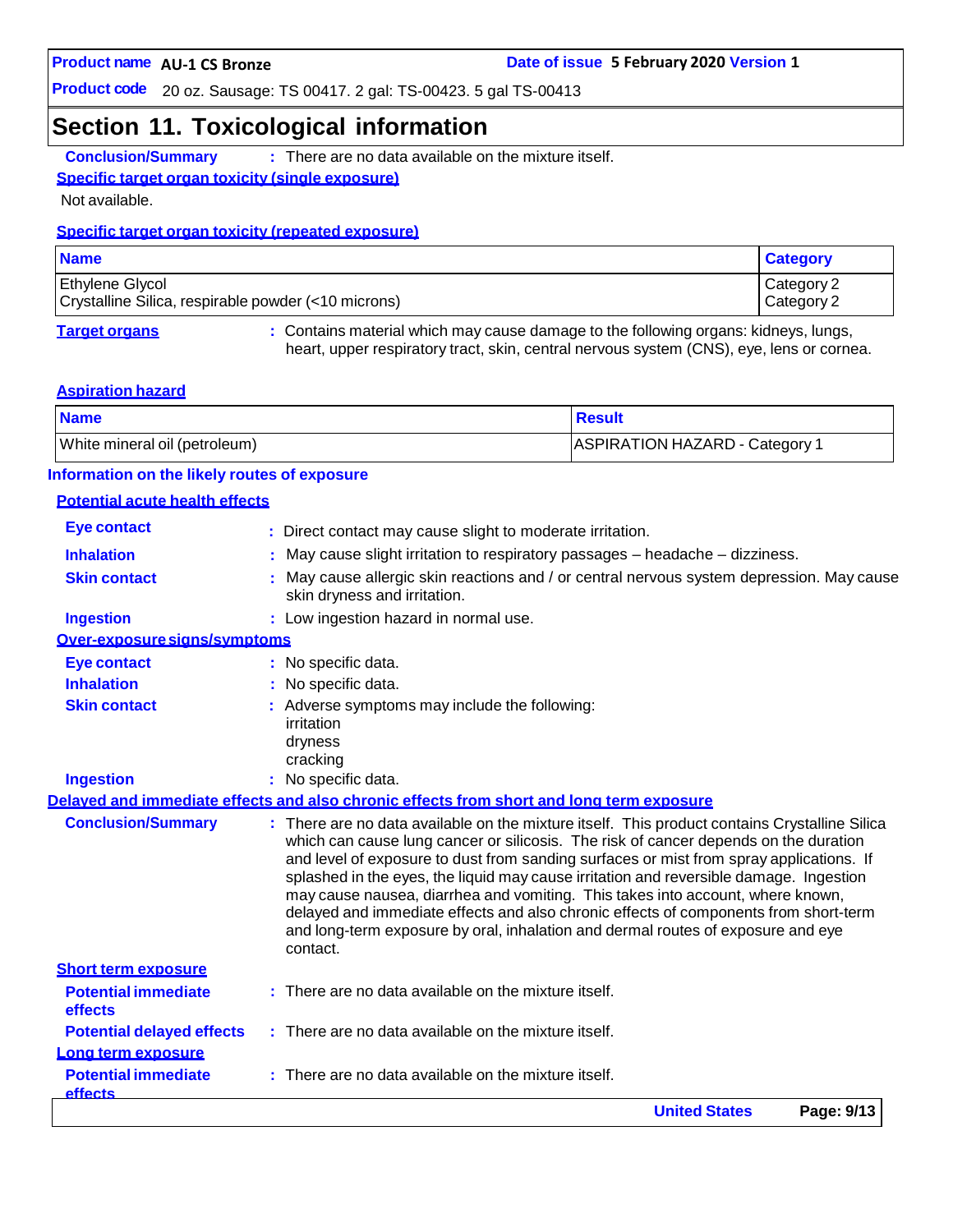## Section 11. Toxicological information

**Conclusion/Summary** : There are no data available on the mixture itself.

### Specific target organ toxicity (single exposure)

Not available.

### Specific target organ toxicity (repeated exposure)

| Name | Category |
|---|---|
| Ethylene Glycol | Category 2 |
| Crystalline Silica, respirable powder (<10 microns) | Category 2 |

**Target organs** : Contains material which may cause damage to the following organs: kidneys, lungs, heart, upper respiratory tract, skin, central nervous system (CNS), eye, lens or cornea.

### Aspiration hazard

| Name | Result |
|---|---|
| White mineral oil (petroleum) | ASPIRATION HAZARD - Category 1 |

**Information on the likely routes of exposure**

### Potential acute health effects

**Eye contact** : Direct contact may cause slight to moderate irritation.

**Inhalation** : May cause slight irritation to respiratory passages – headache – dizziness.

**Skin contact** : May cause allergic skin reactions and / or central nervous system depression. May cause skin dryness and irritation.

**Ingestion** : Low ingestion hazard in normal use.

### Over-exposure signs/symptoms

**Eye contact** : No specific data.

**Inhalation** : No specific data.

**Skin contact** : Adverse symptoms may include the following:
irritation
dryness
cracking

**Ingestion** : No specific data.

### Delayed and immediate effects and also chronic effects from short and long term exposure

**Conclusion/Summary** : There are no data available on the mixture itself. This product contains Crystalline Silica which can cause lung cancer or silicosis. The risk of cancer depends on the duration and level of exposure to dust from sanding surfaces or mist from spray applications. If splashed in the eyes, the liquid may cause irritation and reversible damage. Ingestion may cause nausea, diarrhea and vomiting. This takes into account, where known, delayed and immediate effects and also chronic effects of components from short-term and long-term exposure by oral, inhalation and dermal routes of exposure and eye contact.

### Short term exposure

**Potential immediate effects** : There are no data available on the mixture itself.

**Potential delayed effects** : There are no data available on the mixture itself.

### Long term exposure

**Potential immediate effects** : There are no data available on the mixture itself.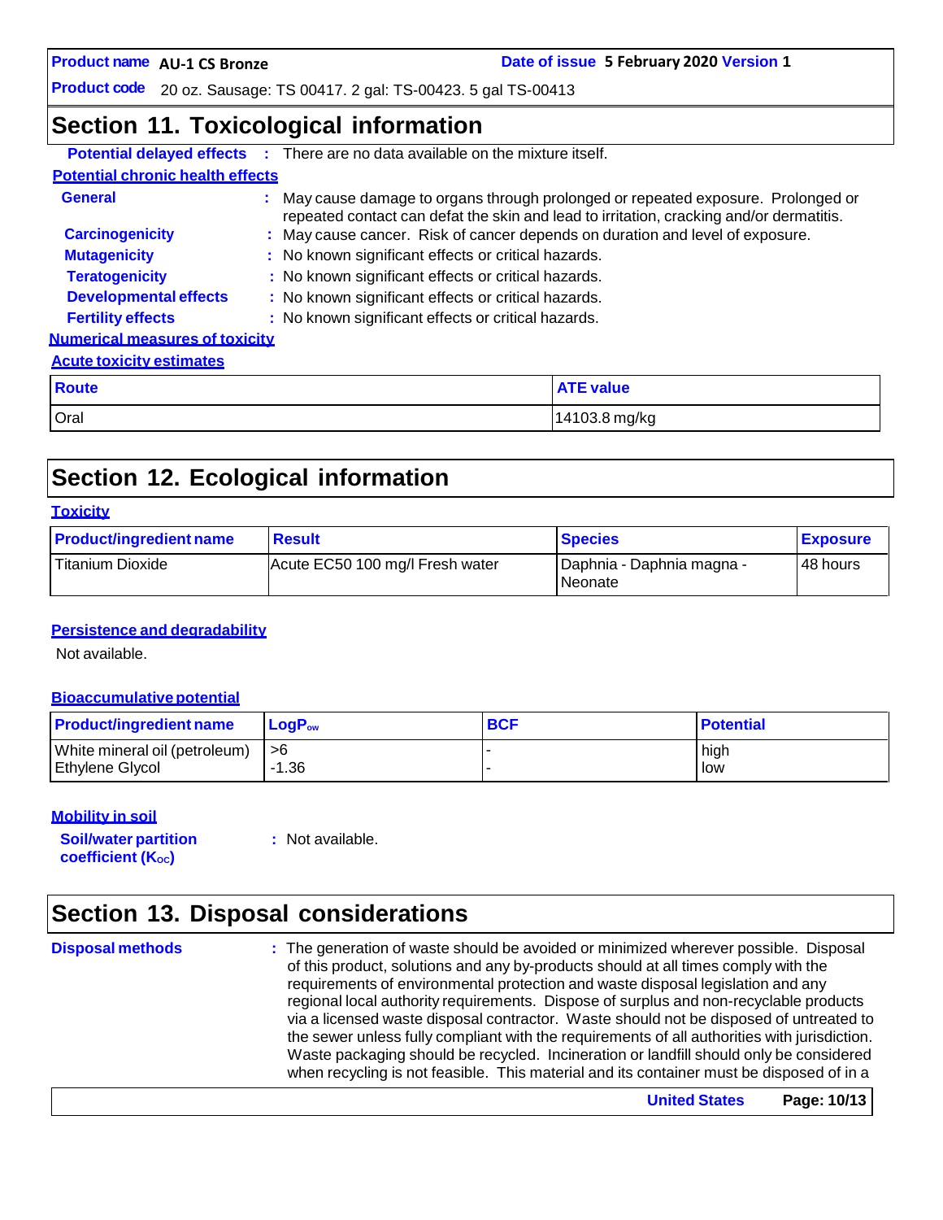## Section 11. Toxicological information

**Potential delayed effects** : There are no data available on the mixture itself.

**Potential chronic health effects**

**General** : May cause damage to organs through prolonged or repeated exposure. Prolonged or repeated contact can defat the skin and lead to irritation, cracking and/or dermatitis.

**Carcinogenicity** : May cause cancer. Risk of cancer depends on duration and level of exposure.

**Mutagenicity** : No known significant effects or critical hazards.

**Teratogenicity** : No known significant effects or critical hazards.

**Developmental effects** : No known significant effects or critical hazards.

**Fertility effects** : No known significant effects or critical hazards.

**Numerical measures of toxicity**

**Acute toxicity estimates**

| Route | ATE value |
|---|---|
| Oral | 14103.8 mg/kg |

## Section 12. Ecological information

**Toxicity**

| Product/ingredient name | Result | Species | Exposure |
|---|---|---|---|
| Titanium Dioxide | Acute EC50 100 mg/l Fresh water | Daphnia - Daphnia magna - Neonate | 48 hours |

**Persistence and degradability**

Not available.

**Bioaccumulative potential**

| Product/ingredient name | $LogP_{ow}$ | BCF | Potential |
|---|---|---|---|
| White mineral oil (petroleum) | >6 | - | high |
| Ethylene Glycol | -1.36 | - | low |

**Mobility in soil**

**Soil/water partition coefficient ($K_{OC}$)** : Not available.

## Section 13. Disposal considerations

**Disposal methods** : The generation of waste should be avoided or minimized wherever possible. Disposal of this product, solutions and any by-products should at all times comply with the requirements of environmental protection and waste disposal legislation and any regional local authority requirements. Dispose of surplus and non-recyclable products via a licensed waste disposal contractor. Waste should not be disposed of untreated to the sewer unless fully compliant with the requirements of all authorities with jurisdiction. Waste packaging should be recycled. Incineration or landfill should only be considered when recycling is not feasible. This material and its container must be disposed of in a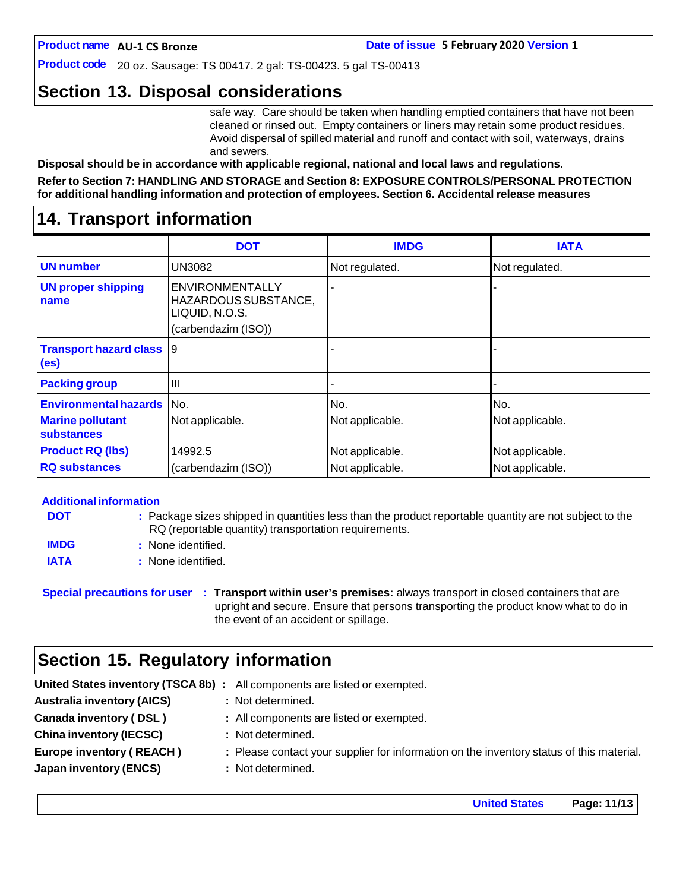## Section 13. Disposal considerations

safe way. Care should be taken when handling emptied containers that have not been cleaned or rinsed out. Empty containers or liners may retain some product residues. Avoid dispersal of spilled material and runoff and contact with soil, waterways, drains and sewers.

**Disposal should be in accordance with applicable regional, national and local laws and regulations.**

**Refer to Section 7: HANDLING AND STORAGE and Section 8: EXPOSURE CONTROLS/PERSONAL PROTECTION for additional handling information and protection of employees. Section 6. Accidental release measures**

## 14. Transport information

| | DOT | IMDG | IATA |
|---|---|---|---|
| **UN number** | UN3082 | Not regulated. | Not regulated. |
| **UN proper shipping name** | ENVIRONMENTALLY HAZARDOUS SUBSTANCE, LIQUID, N.O.S. (carbendazim (ISO)) | - | - |
| **Transport hazard class (es)** | 9 | - | - |
| **Packing group** | III | - | - |
| **Environmental hazards** | No. | No. | No. |
| **Marine pollutant substances** | Not applicable. | Not applicable. | Not applicable. |
| **Product RQ (lbs)** | 14992.5 | Not applicable. | Not applicable. |
| **RQ substances** | (carbendazim (ISO)) | Not applicable. | Not applicable. |

**Additional information**

**DOT** : Package sizes shipped in quantities less than the product reportable quantity are not subject to the RQ (reportable quantity) transportation requirements.

**IMDG** : None identified.

**IATA** : None identified.

**Special precautions for user** : **Transport within user's premises:** always transport in closed containers that are upright and secure. Ensure that persons transporting the product know what to do in the event of an accident or spillage.

## Section 15. Regulatory information

**United States inventory (TSCA 8b)** : All components are listed or exempted.

**Australia inventory (AICS)** : Not determined.

**Canada inventory ( DSL )** : All components are listed or exempted.

**China inventory (IECSC)** : Not determined.

**Europe inventory ( REACH )** : Please contact your supplier for information on the inventory status of this material.

**Japan inventory (ENCS)** : Not determined.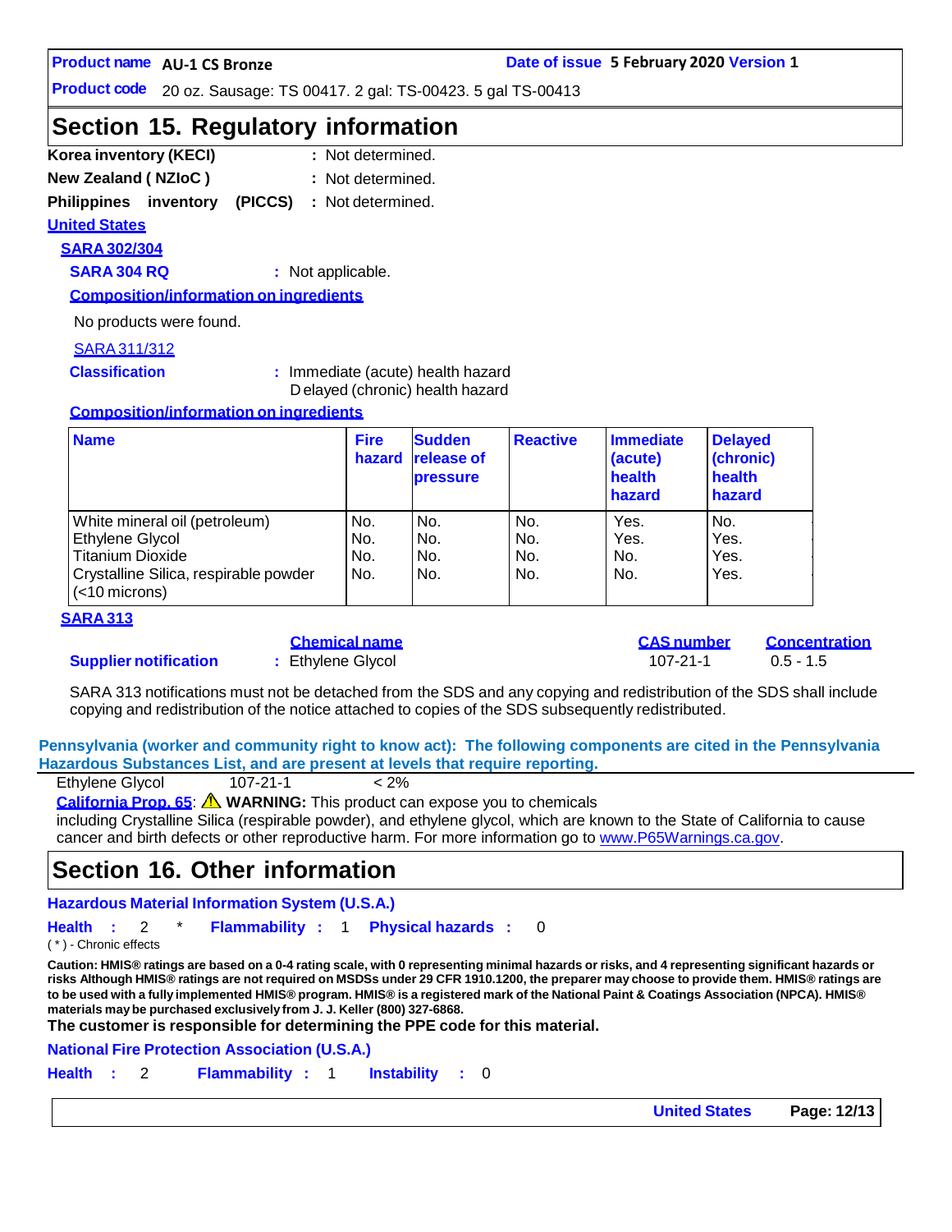**Product name** AU-1 CS Bronze

**Date of issue** 5 February 2020 **Version** 1

**Product code** 20 oz. Sausage: TS 00417. 2 gal: TS-00423. 5 gal TS-00413

## Section 15. Regulatory information

**Korea inventory (KECI)** : Not determined.

**New Zealand ( NZIoC )** : Not determined.

**Philippines inventory (PICCS)** : Not determined.

### United States

#### SARA 302/304

**SARA 304 RQ** : Not applicable.

**Composition/information on ingredients**

No products were found.

#### SARA 311/312

**Classification** : Immediate (acute) health hazard
Delayed (chronic) health hazard

**Composition/information on ingredients**

| Name | Fire hazard | Sudden release of pressure | Reactive | Immediate (acute) health hazard | Delayed (chronic) health hazard |
|---|---|---|---|---|---|
| White mineral oil (petroleum) | No. | No. | No. | Yes. | No. |
| Ethylene Glycol | No. | No. | No. | Yes. | Yes. |
| Titanium Dioxide | No. | No. | No. | No. | Yes. |
| Crystalline Silica, respirable powder (<10 microns) | No. | No. | No. | No. | Yes. |

#### SARA 313

| | Chemical name | CAS number | Concentration |
|---|---|---|---|
| **Supplier notification** | : Ethylene Glycol | 107-21-1 | 0.5 - 1.5 |

SARA 313 notifications must not be detached from the SDS and any copying and redistribution of the SDS shall include copying and redistribution of the notice attached to copies of the SDS subsequently redistributed.

**Pennsylvania (worker and community right to know act): The following components are cited in the Pennsylvania Hazardous Substances List, and are present at levels that require reporting.**

| Ethylene Glycol | 107-21-1 | < 2% |
|---|---|---|

**California Prop. 65**: ⚠ **WARNING:** This product can expose you to chemicals including Crystalline Silica (respirable powder), and ethylene glycol, which are known to the State of California to cause cancer and birth defects or other reproductive harm. For more information go to www.P65Warnings.ca.gov.

## Section 16. Other information

**Hazardous Material Information System (U.S.A.)**

**Health** : 2 * **Flammability** : 1 **Physical hazards** : 0

( * ) - Chronic effects

**Caution: HMIS® ratings are based on a 0-4 rating scale, with 0 representing minimal hazards or risks, and 4 representing significant hazards or risks Although HMIS® ratings are not required on MSDSs under 29 CFR 1910.1200, the preparer may choose to provide them. HMIS® ratings are to be used with a fully implemented HMIS® program. HMIS® is a registered mark of the National Paint & Coatings Association (NPCA). HMIS® materials may be purchased exclusively from J. J. Keller (800) 327-6868.**

**The customer is responsible for determining the PPE code for this material.**

**National Fire Protection Association (U.S.A.)**

**Health** : 2 **Flammability** : 1 **Instability** : 0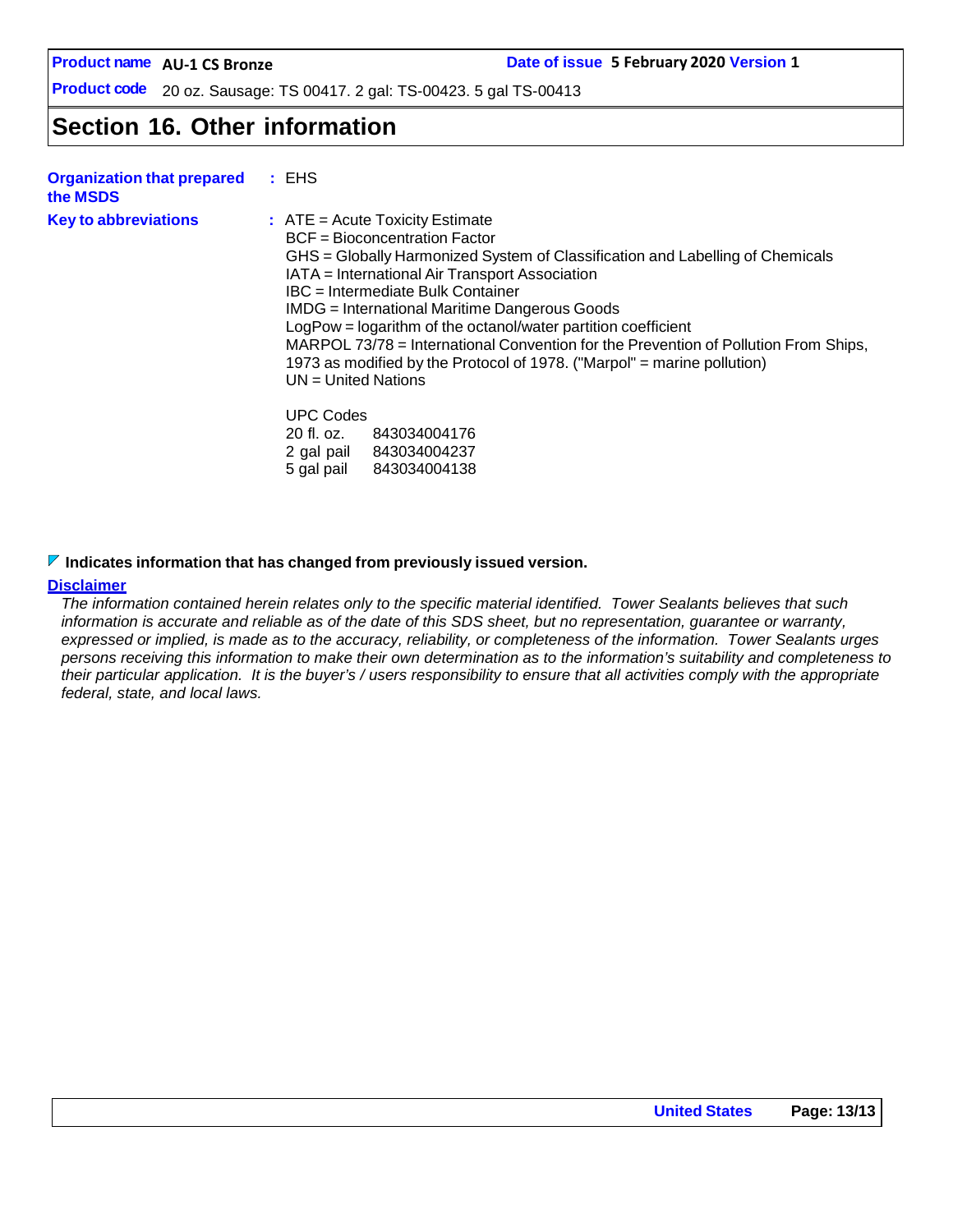## Section 16. Other information

**Organization that prepared the MSDS** : EHS

**Key to abbreviations** : ATE = Acute Toxicity Estimate
BCF = Bioconcentration Factor
GHS = Globally Harmonized System of Classification and Labelling of Chemicals
IATA = International Air Transport Association
IBC = Intermediate Bulk Container
IMDG = International Maritime Dangerous Goods
LogPow = logarithm of the octanol/water partition coefficient
MARPOL 73/78 = International Convention for the Prevention of Pollution From Ships, 1973 as modified by the Protocol of 1978. ("Marpol" = marine pollution)
UN = United Nations

UPC Codes

| | |
|---|---|
| 20 fl. oz. | 843034004176 |
| 2 gal pail | 843034004237 |
| 5 gal pail | 843034004138 |

**Indicates information that has changed from previously issued version.**

**Disclaimer**

*The information contained herein relates only to the specific material identified. Tower Sealants believes that such information is accurate and reliable as of the date of this SDS sheet, but no representation, guarantee or warranty, expressed or implied, is made as to the accuracy, reliability, or completeness of the information. Tower Sealants urges persons receiving this information to make their own determination as to the information's suitability and completeness to their particular application. It is the buyer's / users responsibility to ensure that all activities comply with the appropriate federal, state, and local laws.*